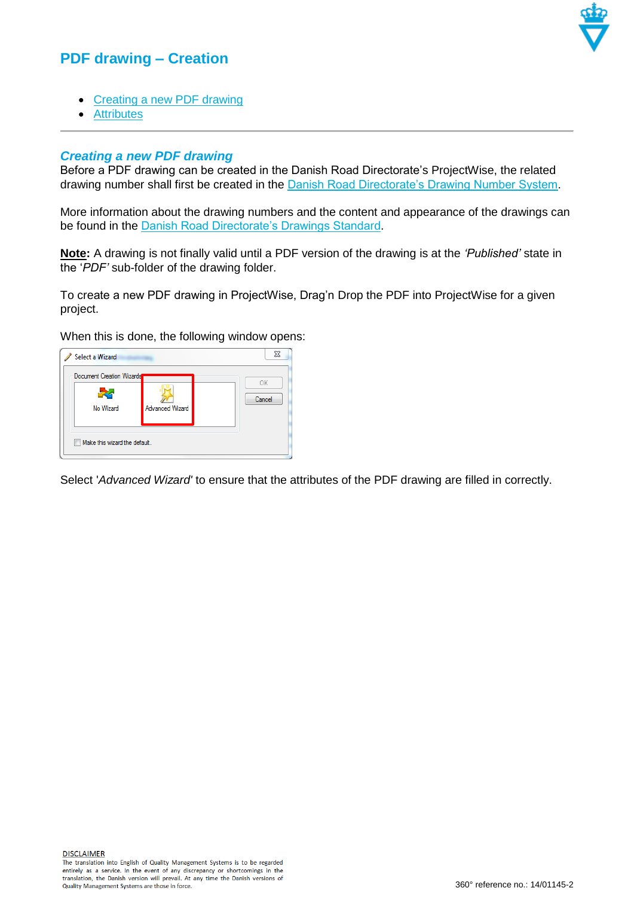# PDF drawing – Creation

- [Creating a new PDF drawing]
- [Attributes]

---

## *Creating a new PDF drawing*

Before a PDF drawing can be created in the Danish Road Directorate's ProjectWise, the related drawing number shall first be created in the Danish Road Directorate's Drawing Number System.

More information about the drawing numbers and the content and appearance of the drawings can be found in the Danish Road Directorate's Drawings Standard.

**Note:** A drawing is not finally valid until a PDF version of the drawing is at the *'Published'* state in the '*PDF'* sub-folder of the drawing folder.

To create a new PDF drawing in ProjectWise, Drag'n Drop the PDF into ProjectWise for a given project.

When this is done, the following window opens:

Select '*Advanced Wizard*' to ensure that the attributes of the PDF drawing are filled in correctly.

DISCLAIMER
The translation into English of Quality Management Systems is to be regarded entirely as a service. In the event of any discrepancy or shortcomings in the translation, the Danish version will prevail. At any time the Danish versions of Quality Management Systems are those in force.

360° reference no.: 14/01145-2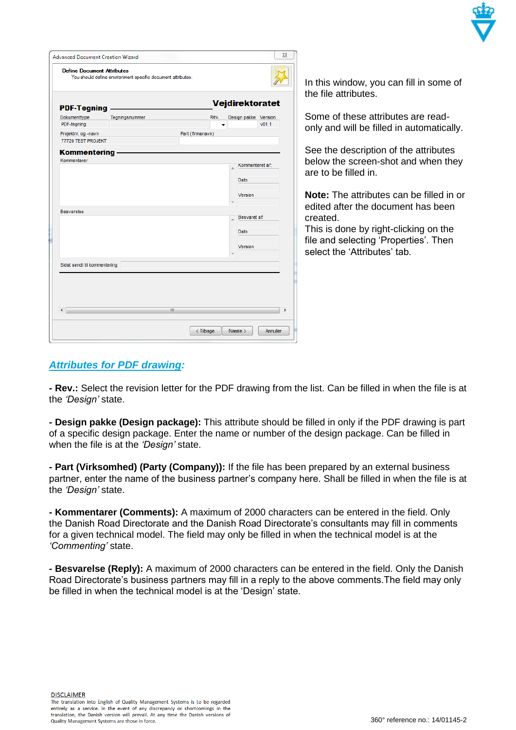In this window, you can fill in some of the file attributes.

Some of these attributes are read-only and will be filled in automatically.

See the description of the attributes below the screen-shot and when they are to be filled in.

**Note:** The attributes can be filled in or edited after the document has been created.
This is done by right-clicking on the file and selecting 'Properties'. Then select the 'Attributes' tab.

## *Attributes for PDF drawing:*

**- Rev.:** Select the revision letter for the PDF drawing from the list. Can be filled in when the file is at the *'Design'* state.

**- Design pakke (Design package):** This attribute should be filled in only if the PDF drawing is part of a specific design package. Enter the name or number of the design package. Can be filled in when the file is at the *'Design'* state.

**- Part (Virksomhed) (Party (Company)):** If the file has been prepared by an external business partner, enter the name of the business partner's company here. Shall be filled in when the file is at the *'Design'* state.

**- Kommentarer (Comments):** A maximum of 2000 characters can be entered in the field. Only the Danish Road Directorate and the Danish Road Directorate's consultants may fill in comments for a given technical model. The field may only be filled in when the technical model is at the *'Commenting'* state.

**- Besvarelse (Reply):** A maximum of 2000 characters can be entered in the field. Only the Danish Road Directorate's business partners may fill in a reply to the above comments.The field may only be filled in when the technical model is at the 'Design' state.

DISCLAIMER
The translation into English of Quality Management Systems is to be regarded entirely as a service. In the event of any discrepancy or shortcomings in the translation, the Danish version will prevail. At any time the Danish versions of Quality Management Systems are those in force.

360° reference no.: 14/01145-2